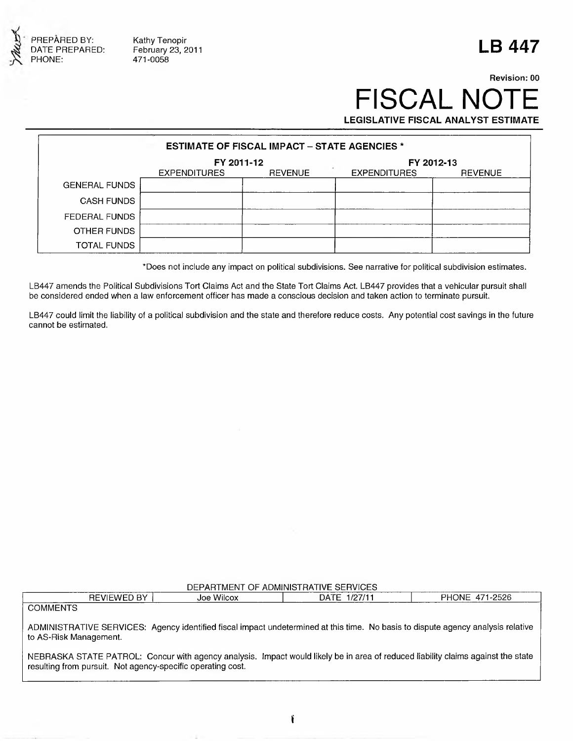PREPARED BY: Kathy Tenopir
DATE PREPARED: February 23, 2011
PHONE: 471-0058

# LB 447

Revision: 00

# FISCAL NOTE

**LEGISLATIVE FISCAL ANALYST ESTIMATE**

| ESTIMATE OF FISCAL IMPACT – STATE AGENCIES * | | | | |
|---|---|---|---|---|
| | FY 2011-12 | | FY 2012-13 | |
| | EXPENDITURES | REVENUE | EXPENDITURES | REVENUE |
| GENERAL FUNDS | | | | |
| CASH FUNDS | | | | |
| FEDERAL FUNDS | | | | |
| OTHER FUNDS | | | | |
| TOTAL FUNDS | | | | |

*Does not include any impact on political subdivisions. See narrative for political subdivision estimates.

LB447 amends the Political Subdivisions Tort Claims Act and the State Tort Claims Act. LB447 provides that a vehicular pursuit shall be considered ended when a law enforcement officer has made a conscious decision and taken action to terminate pursuit.

LB447 could limit the liability of a political subdivision and the state and therefore reduce costs. Any potential cost savings in the future cannot be estimated.

DEPARTMENT OF ADMINISTRATIVE SERVICES

| REVIEWED BY | Joe Wilcox | DATE 1/27/11 | PHONE 471-2526 |
|---|---|---|---|

COMMENTS

ADMINISTRATIVE SERVICES: Agency identified fiscal impact undetermined at this time. No basis to dispute agency analysis relative to AS-Risk Management.

NEBRASKA STATE PATROL: Concur with agency analysis. Impact would likely be in area of reduced liability claims against the state resulting from pursuit. Not agency-specific operating cost.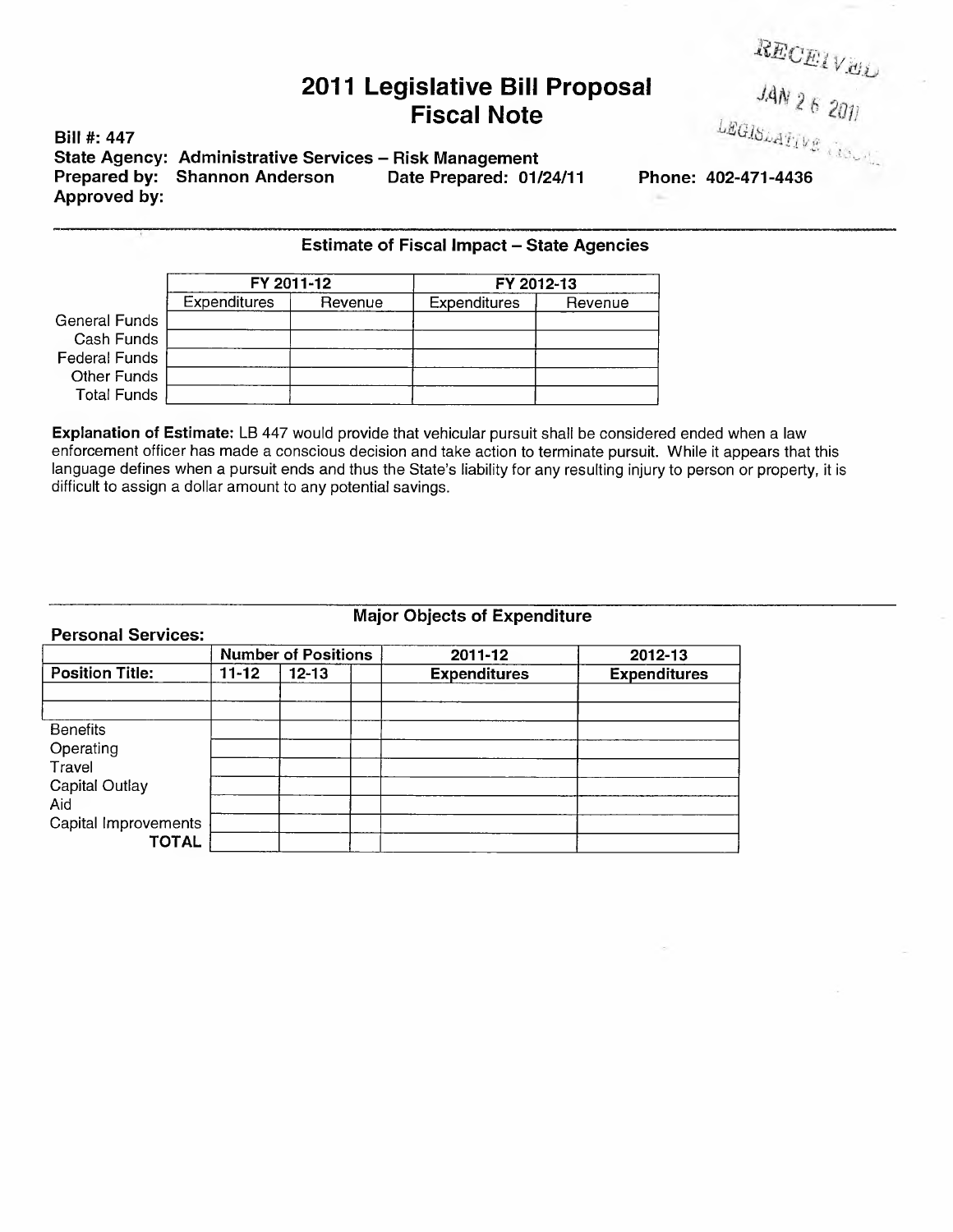RECEIVED

JAN 26 2011

LEGISLATIVE FISCAL

# 2011 Legislative Bill Proposal
# Fiscal Note

**Bill #:** 447
**State Agency:** Administrative Services – Risk Management
**Prepared by:** Shannon Anderson **Date Prepared:** 01/24/11 **Phone:** 402-471-4436
**Approved by:**

---

### Estimate of Fiscal Impact – State Agencies

| | FY 2011-12 | | FY 2012-13 | |
|---|---|---|---|---|
| | Expenditures | Revenue | Expenditures | Revenue |
| General Funds | | | | |
| Cash Funds | | | | |
| Federal Funds | | | | |
| Other Funds | | | | |
| Total Funds | | | | |

**Explanation of Estimate:** LB 447 would provide that vehicular pursuit shall be considered ended when a law enforcement officer has made a conscious decision and take action to terminate pursuit. While it appears that this language defines when a pursuit ends and thus the State's liability for any resulting injury to person or property, it is difficult to assign a dollar amount to any potential savings.

---

### Major Objects of Expenditure

**Personal Services:**

| | Number of Positions | | | 2011-12 | 2012-13 |
|---|---|---|---|---|---|
| **Position Title:** | **11-12** | **12-13** | | **Expenditures** | **Expenditures** |
| | | | | | |
| | | | | | |
| Benefits | | | | | |
| Operating | | | | | |
| Travel | | | | | |
| Capital Outlay | | | | | |
| Aid | | | | | |
| Capital Improvements | | | | | |
| **TOTAL** | | | | | |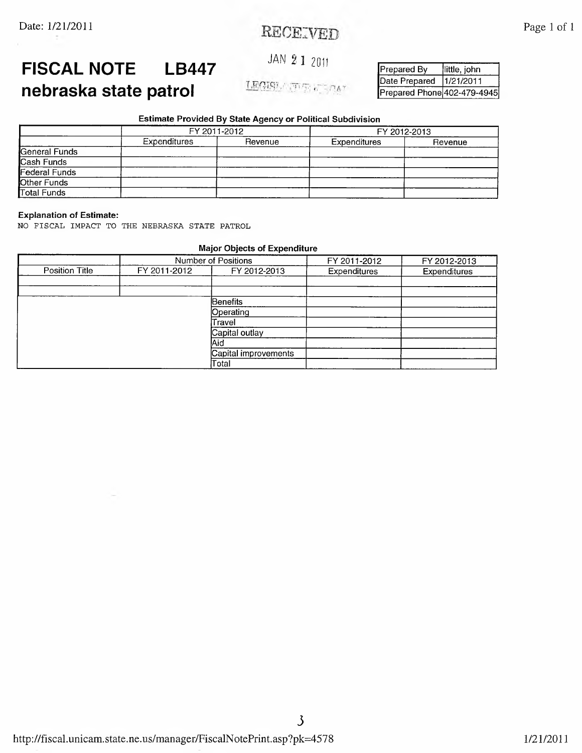Date: 1/21/2011

RECEIVED

JAN 21 2011

LEGISLATIVE FISCAL

# FISCAL NOTE LB447

# nebraska state patrol

| | |
|---|---|
| Prepared By | little, john |
| Date Prepared | 1/21/2011 |
| Prepared Phone | 402-479-4945 |

**Estimate Provided By State Agency or Political Subdivision**

| | FY 2011-2012 | | FY 2012-2013 | |
|---|---|---|---|---|
| | Expenditures | Revenue | Expenditures | Revenue |
| General Funds | | | | |
| Cash Funds | | | | |
| Federal Funds | | | | |
| Other Funds | | | | |
| Total Funds | | | | |

**Explanation of Estimate:**

NO FISCAL IMPACT TO THE NEBRASKA STATE PATROL

**Major Objects of Expenditure**

| | Number of Positions | | FY 2011-2012 | FY 2012-2013 |
|---|---|---|---|---|
| Position Title | FY 2011-2012 | FY 2012-2013 | Expenditures | Expenditures |
| | | | | |
| | | | | |
| | | Benefits | | |
| | | Operating | | |
| | | Travel | | |
| | | Capital outlay | | |
| | | Aid | | |
| | | Capital improvements | | |
| | | Total | | |

http://fiscal.unicam.state.ne.us/manager/FiscalNotePrint.asp?pk=4578 1/21/2011